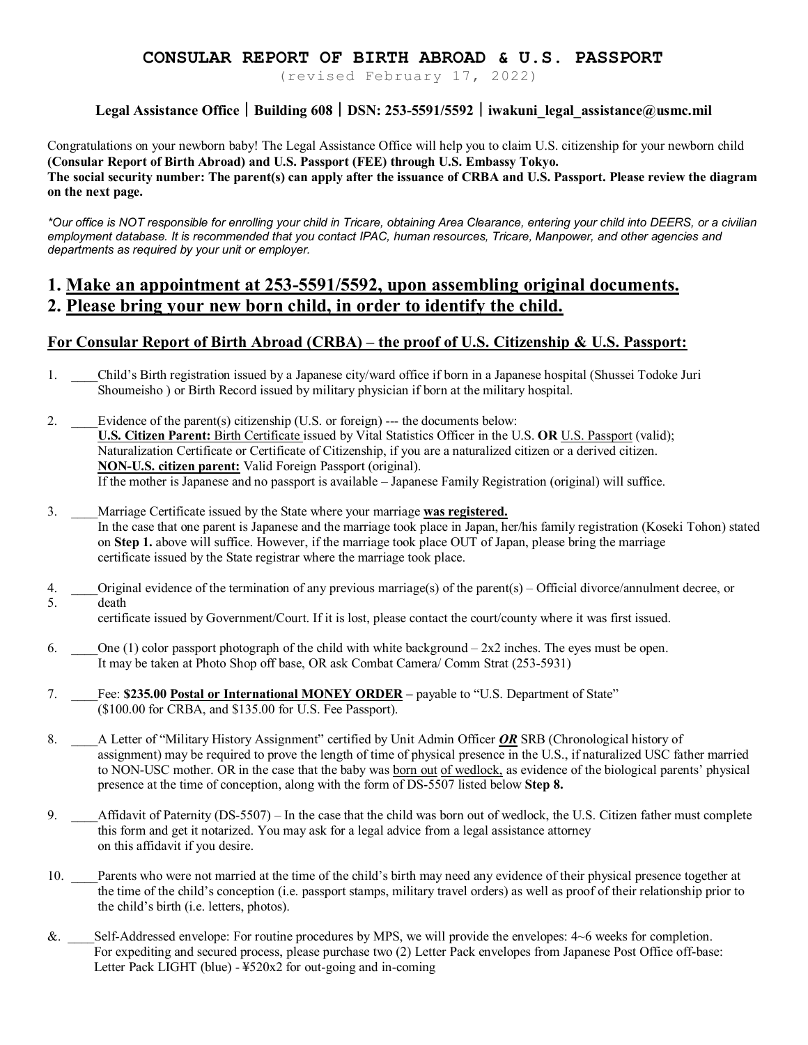# CONSULAR REPORT OF BIRTH ABROAD & U.S. PASSPORT

(revised February 17, 2022)

**Legal Assistance Office | Building 608 | DSN: 253-5591/5592 | iwakuni_legal_assistance@usmc.mil**

Congratulations on your newborn baby! The Legal Assistance Office will help you to claim U.S. citizenship for your newborn child **(Consular Report of Birth Abroad) and U.S. Passport (FEE) through U.S. Embassy Tokyo.**
**The social security number: The parent(s) can apply after the issuance of CRBA and U.S. Passport. Please review the diagram on the next page.**

*\*Our office is NOT responsible for enrolling your child in Tricare, obtaining Area Clearance, entering your child into DEERS, or a civilian employment database. It is recommended that you contact IPAC, human resources, Tricare, Manpower, and other agencies and departments as required by your unit or employer.*

## 1. <u>Make an appointment at 253-5591/5592, upon assembling original documents.</u>
## 2. <u>Please bring your new born child, in order to identify the child.</u>

### <u>For Consular Report of Birth Abroad (CRBA) – the proof of U.S. Citizenship & U.S. Passport:</u>

1. ____Child's Birth registration issued by a Japanese city/ward office if born in a Japanese hospital (Shussei Todoke Juri Shoumeisho ) or Birth Record issued by military physician if born at the military hospital.

2. ____Evidence of the parent(s) citizenship (U.S. or foreign) --- the documents below:
   **<u>U.S. Citizen Parent:</u>** <u>Birth Certificate</u> issued by Vital Statistics Officer in the U.S. **OR** <u>U.S. Passport</u> (valid); Naturalization Certificate or Certificate of Citizenship, if you are a naturalized citizen or a derived citizen.
   **<u>NON-U.S. citizen parent:</u>** Valid Foreign Passport (original).
   If the mother is Japanese and no passport is available – Japanese Family Registration (original) will suffice.

3. ____Marriage Certificate issued by the State where your marriage **<u>was registered.</u>**
   In the case that one parent is Japanese and the marriage took place in Japan, her/his family registration (Koseki Tohon) stated on **Step 1.** above will suffice. However, if the marriage took place OUT of Japan, please bring the marriage certificate issued by the State registrar where the marriage took place.

4. ____Original evidence of the termination of any previous marriage(s) of the parent(s) – Official divorce/annulment decree, or
5. death
   certificate issued by Government/Court. If it is lost, please contact the court/county where it was first issued.

6. ____One (1) color passport photograph of the child with white background – 2x2 inches. The eyes must be open.
   It may be taken at Photo Shop off base, OR ask Combat Camera/ Comm Strat (253-5931)

7. ____Fee: **$235.00 <u>Postal or International MONEY ORDER</u> –** payable to "U.S. Department of State" ($100.00 for CRBA, and $135.00 for U.S. Fee Passport).

8. ____A Letter of "Military History Assignment" certified by Unit Admin Officer ***<u>OR</u>*** SRB (Chronological history of assignment) may be required to prove the length of time of physical presence in the U.S., if naturalized USC father married to NON-USC mother. OR in the case that the baby was <u>born out</u> <u>of wedlock,</u> as evidence of the biological parents' physical presence at the time of conception, along with the form of DS-5507 listed below **Step 8.**

9. ____Affidavit of Paternity (DS-5507) – In the case that the child was born out of wedlock, the U.S. Citizen father must complete this form and get it notarized. You may ask for a legal advice from a legal assistance attorney on this affidavit if you desire.

10. ____Parents who were not married at the time of the child's birth may need any evidence of their physical presence together at the time of the child's conception (i.e. passport stamps, military travel orders) as well as proof of their relationship prior to the child's birth (i.e. letters, photos).

&. ____Self-Addressed envelope: For routine procedures by MPS, we will provide the envelopes: 4~6 weeks for completion.
   For expediting and secured process, please purchase two (2) Letter Pack envelopes from Japanese Post Office off-base:
   Letter Pack LIGHT (blue) - ¥520x2 for out-going and in-coming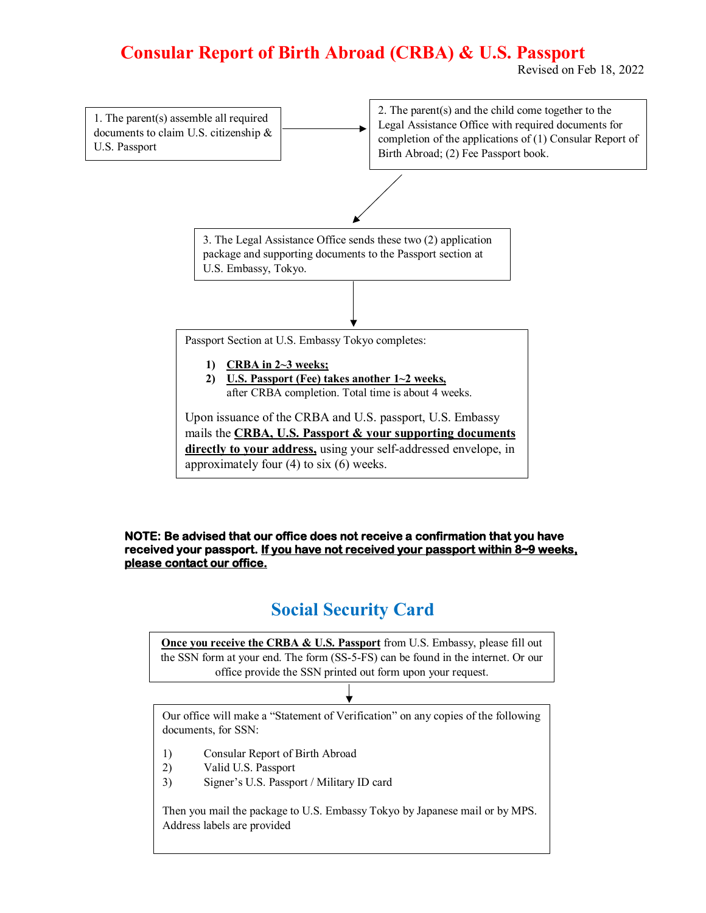# Consular Report of Birth Abroad (CRBA) & U.S. Passport

Revised on Feb 18, 2022

1. The parent(s) assemble all required documents to claim U.S. citizenship & U.S. Passport

2. The parent(s) and the child come together to the Legal Assistance Office with required documents for completion of the applications of (1) Consular Report of Birth Abroad; (2) Fee Passport book.

3. The Legal Assistance Office sends these two (2) application package and supporting documents to the Passport section at U.S. Embassy, Tokyo.

Passport Section at U.S. Embassy Tokyo completes:

1) **CRBA in 2~3 weeks;**
2) **U.S. Passport (Fee) takes another 1~2 weeks,** after CRBA completion. Total time is about 4 weeks.

Upon issuance of the CRBA and U.S. passport, U.S. Embassy mails the **CRBA, U.S. Passport & your supporting documents directly to your address,** using your self-addressed envelope, in approximately four (4) to six (6) weeks.

**NOTE: Be advised that our office does not receive a confirmation that you have received your passport. If you have not received your passport within 8~9 weeks, please contact our office.**

## Social Security Card

**Once you receive the CRBA & U.S. Passport** from U.S. Embassy, please fill out the SSN form at your end. The form (SS-5-FS) can be found in the internet. Or our office provide the SSN printed out form upon your request.

Our office will make a "Statement of Verification" on any copies of the following documents, for SSN:

1) Consular Report of Birth Abroad
2) Valid U.S. Passport
3) Signer's U.S. Passport / Military ID card

Then you mail the package to U.S. Embassy Tokyo by Japanese mail or by MPS. Address labels are provided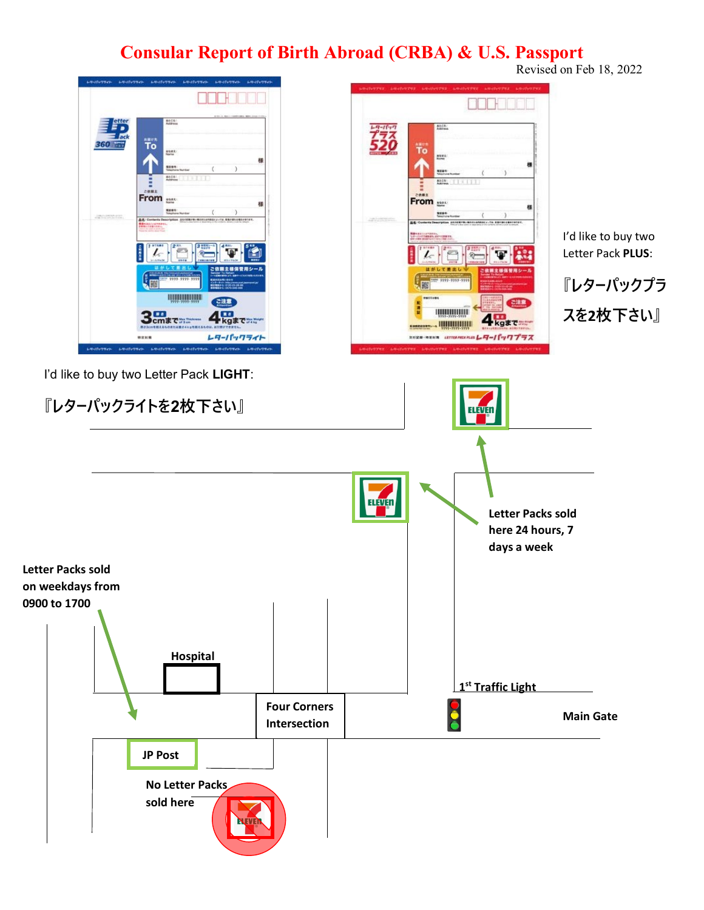# Consular Report of Birth Abroad (CRBA) & U.S. Passport

Revised on Feb 18, 2022

I'd like to buy two Letter Pack **PLUS**:

『レターパックプラスを2枚下さい』

I'd like to buy two Letter Pack **LIGHT**:

『レターパックライトを2枚下さい』

**Letter Packs sold here 24 hours, 7 days a week**

**Letter Packs sold on weekdays from 0900 to 1700**

**Hospital**

**Four Corners Intersection**

**1st Traffic Light**

**Main Gate**

**JP Post**

**No Letter Packs sold here**